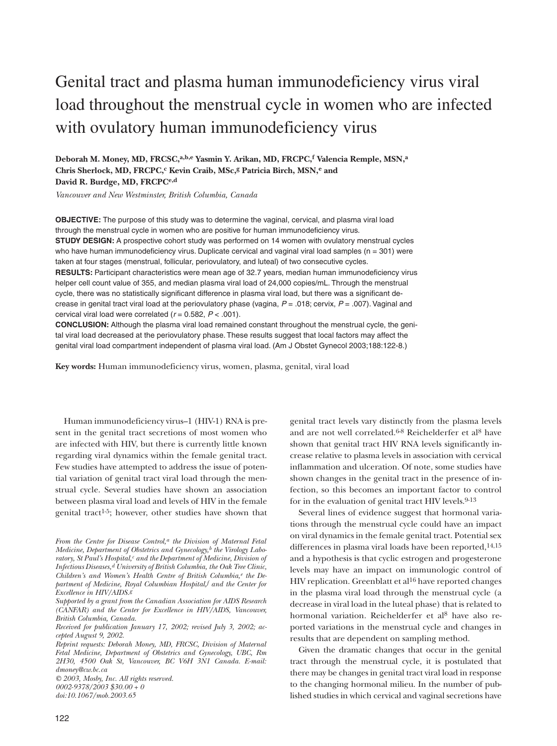# Genital tract and plasma human immunodeficiency virus viral load throughout the menstrual cycle in women who are infected with ovulatory human immunodeficiency virus

**Deborah M. Money, MD, FRCSC,[a,b,e] Yasmin Y. Arikan, MD, FRCPC,[f] Valencia Remple, MSN,[a] Chris Sherlock, MD, FRCPC,[c] Kevin Craib, MSc,[g] Patricia Birch, MSN,[e] and David R. Burdge, MD, FRCPC[e,d]**

*Vancouver and New Westminster, British Columbia, Canada*

**OBJECTIVE:** The purpose of this study was to determine the vaginal, cervical, and plasma viral load through the menstrual cycle in women who are positive for human immunodeficiency virus.

**STUDY DESIGN:** A prospective cohort study was performed on 14 women with ovulatory menstrual cycles who have human immunodeficiency virus. Duplicate cervical and vaginal viral load samples (n = 301) were taken at four stages (menstrual, follicular, periovulatory, and luteal) of two consecutive cycles.

**RESULTS:** Participant characteristics were mean age of 32.7 years, median human immunodeficiency virus helper cell count value of 355, and median plasma viral load of 24,000 copies/mL. Through the menstrual cycle, there was no statistically significant difference in plasma viral load, but there was a significant decrease in genital tract viral load at the periovulatory phase (vagina, $P = .018$; cervix, $P = .007$). Vaginal and cervical viral load were correlated ($r = 0.582$, $P < .001$).

**CONCLUSION:** Although the plasma viral load remained constant throughout the menstrual cycle, the genital viral load decreased at the periovulatory phase. These results suggest that local factors may affect the genital viral load compartment independent of plasma viral load. (Am J Obstet Gynecol 2003;188:122-8.)

**Key words:** Human immunodeficiency virus, women, plasma, genital, viral load

Human immunodeficiency virus–1 (HIV-1) RNA is present in the genital tract secretions of most women who are infected with HIV, but there is currently little known regarding viral dynamics within the female genital tract. Few studies have attempted to address the issue of potential variation of genital tract viral load through the menstrual cycle. Several studies have shown an association between plasma viral load and levels of HIV in the female genital tract[1-5]; however, other studies have shown that genital tract levels vary distinctly from the plasma levels and are not well correlated.[6-8] Reichelderfer et al[8] have shown that genital tract HIV RNA levels significantly increase relative to plasma levels in association with cervical inflammation and ulceration. Of note, some studies have shown changes in the genital tract in the presence of infection, so this becomes an important factor to control for in the evaluation of genital tract HIV levels.[9-13]

Several lines of evidence suggest that hormonal variations through the menstrual cycle could have an impact on viral dynamics in the female genital tract. Potential sex differences in plasma viral loads have been reported,[14,15] and a hypothesis is that cyclic estrogen and progesterone levels may have an impact on immunologic control of HIV replication. Greenblatt et al[16] have reported changes in the plasma viral load through the menstrual cycle (a decrease in viral load in the luteal phase) that is related to hormonal variation. Reichelderfer et al[8] have also reported variations in the menstrual cycle and changes in results that are dependent on sampling method.

Given the dramatic changes that occur in the genital tract through the menstrual cycle, it is postulated that there may be changes in genital tract viral load in response to the changing hormonal milieu. In the number of published studies in which cervical and vaginal secretions have

*From the Centre for Disease Control,[a] the Division of Maternal Fetal Medicine, Department of Obstetrics and Gynecology,[b] the Virology Laboratory, St Paul's Hospital,[c] and the Department of Medicine, Division of Infectious Diseases,[d] University of British Columbia, the Oak Tree Clinic, Children's and Women's Health Centre of British Columbia,[e] the Department of Medicine, Royal Columbian Hospital,[f] and the Center for Excellence in HIV/AIDS.[g]*

*Supported by a grant from the Canadian Association for AIDS Research (CANFAR) and the Center for Excellence in HIV/AIDS, Vancouver, British Columbia, Canada.*

*Received for publication January 17, 2002; revised July 3, 2002; accepted August 9, 2002.*

*Reprint requests: Deborah Money, MD, FRCSC, Division of Maternal Fetal Medicine, Department of Obstetrics and Gynecology, UBC, Rm 2H30, 4500 Oak St, Vancouver, BC V6H 3N1 Canada. E-mail: dmoney@cw.bc.ca*

*© 2003, Mosby, Inc. All rights reserved.*

*0002-9378/2003 $30.00 + 0*

*doi:10.1067/mob.2003.65*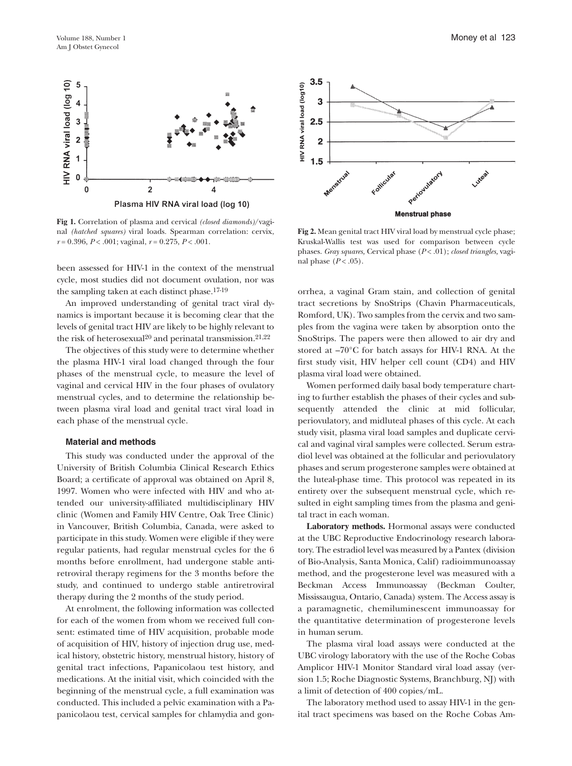HIV RNA viral load (log 10)

5

4

3

2

1

0

0

2

4

Plasma HIV RNA viral load (log 10)

**Fig 1.** Correlation of plasma and cervical *(closed diamonds)*/vaginal *(hatched squares)* viral loads. Spearman correlation: cervix, $r = 0.396$, $P < .001$; vaginal, $r = 0.275$, $P < .001$.

HIV RNA viral load (log10)

3.5

3

2.5

2

1.5

Menstrual

Follicular

Periovulatory

Luteal

Menstrual phase

**Fig 2.** Mean genital tract HIV viral load by menstrual cycle phase; Kruskal-Wallis test was used for comparison between cycle phases. *Gray squares,* Cervical phase ($P < .01$); *closed triangles,* vaginal phase ($P < .05$).

been assessed for HIV-1 in the context of the menstrual cycle, most studies did not document ovulation, nor was the sampling taken at each distinct phase.[17-19]

An improved understanding of genital tract viral dynamics is important because it is becoming clear that the levels of genital tract HIV are likely to be highly relevant to the risk of heterosexual[20] and perinatal transmission.[21,22]

The objectives of this study were to determine whether the plasma HIV-1 viral load changed through the four phases of the menstrual cycle, to measure the level of vaginal and cervical HIV in the four phases of ovulatory menstrual cycles, and to determine the relationship between plasma viral load and genital tract viral load in each phase of the menstrual cycle.

## Material and methods

This study was conducted under the approval of the University of British Columbia Clinical Research Ethics Board; a certificate of approval was obtained on April 8, 1997. Women who were infected with HIV and who attended our university-affiliated multidisciplinary HIV clinic (Women and Family HIV Centre, Oak Tree Clinic) in Vancouver, British Columbia, Canada, were asked to participate in this study. Women were eligible if they were regular patients, had regular menstrual cycles for the 6 months before enrollment, had undergone stable antiretroviral therapy regimens for the 3 months before the study, and continued to undergo stable antiretroviral therapy during the 2 months of the study period.

At enrolment, the following information was collected for each of the women from whom we received full consent: estimated time of HIV acquisition, probable mode of acquisition of HIV, history of injection drug use, medical history, obstetric history, menstrual history, history of genital tract infections, Papanicolaou test history, and medications. At the initial visit, which coincided with the beginning of the menstrual cycle, a full examination was conducted. This included a pelvic examination with a Papanicolaou test, cervical samples for chlamydia and gonorrhea, a vaginal Gram stain, and collection of genital tract secretions by SnoStrips (Chavin Pharmaceuticals, Romford, UK). Two samples from the cervix and two samples from the vagina were taken by absorption onto the SnoStrips. The papers were then allowed to air dry and stored at −70°C for batch assays for HIV-1 RNA. At the first study visit, HIV helper cell count (CD4) and HIV plasma viral load were obtained.

Women performed daily basal body temperature charting to further establish the phases of their cycles and subsequently attended the clinic at mid follicular, periovulatory, and midluteal phases of this cycle. At each study visit, plasma viral load samples and duplicate cervical and vaginal viral samples were collected. Serum estradiol level was obtained at the follicular and periovulatory phases and serum progesterone samples were obtained at the luteal-phase time. This protocol was repeated in its entirety over the subsequent menstrual cycle, which resulted in eight sampling times from the plasma and genital tract in each woman.

**Laboratory methods.** Hormonal assays were conducted at the UBC Reproductive Endocrinology research laboratory. The estradiol level was measured by a Pantex (division of Bio-Analysis, Santa Monica, Calif) radioimmunoassay method, and the progesterone level was measured with a Beckman Access Immunoassay (Beckman Coulter, Mississauga, Ontario, Canada) system. The Access assay is a paramagnetic, chemiluminescent immunoassay for the quantitative determination of progesterone levels in human serum.

The plasma viral load assays were conducted at the UBC virology laboratory with the use of the Roche Cobas Amplicor HIV-1 Monitor Standard viral load assay (version 1.5; Roche Diagnostic Systems, Branchburg, NJ) with a limit of detection of 400 copies/mL.

The laboratory method used to assay HIV-1 in the genital tract specimens was based on the Roche Cobas Am-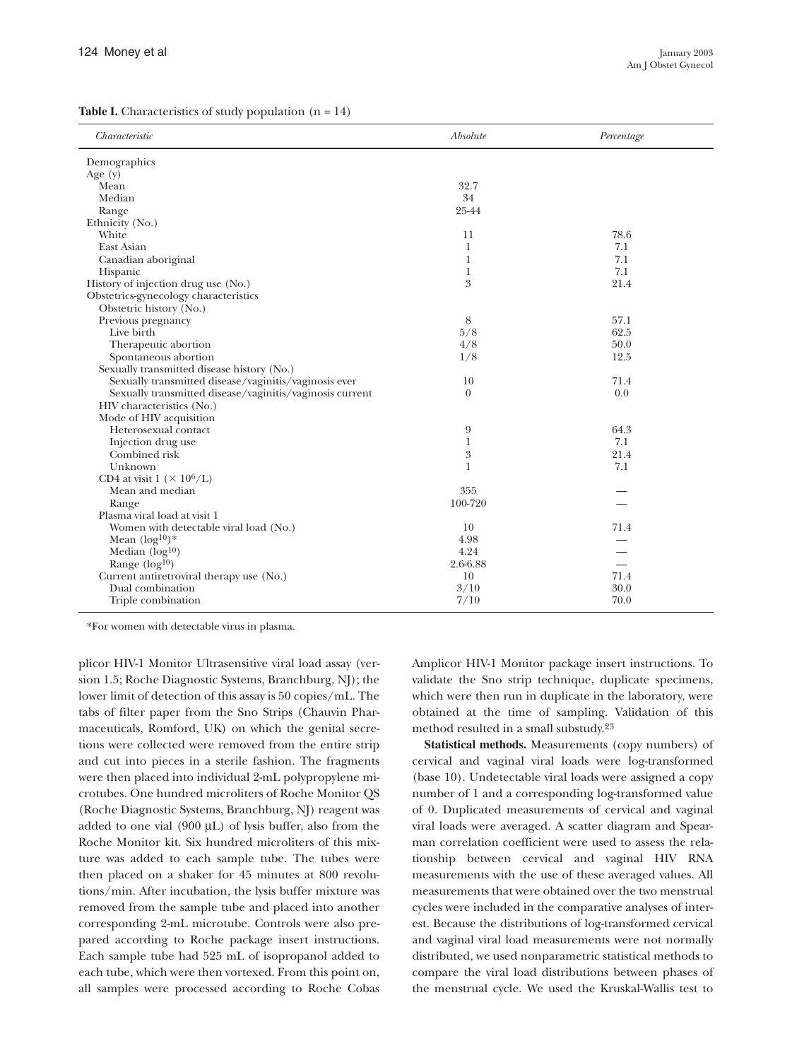**Table I.** Characteristics of study population (n = 14)

| *Characteristic* | *Absolute* | *Percentage* |
|---|---|---|
| Demographics | | |
| Age (y) | | |
| Mean | 32.7 | |
| Median | 34 | |
| Range | 25-44 | |
| Ethnicity (No.) | | |
| White | 11 | 78.6 |
| East Asian | 1 | 7.1 |
| Canadian aboriginal | 1 | 7.1 |
| Hispanic | 1 | 7.1 |
| History of injection drug use (No.) | 3 | 21.4 |
| Obstetrics-gynecology characteristics | | |
| Obstetric history (No.) | | |
| Previous pregnancy | 8 | 57.1 |
| Live birth | 5/8 | 62.5 |
| Therapeutic abortion | 4/8 | 50.0 |
| Spontaneous abortion | 1/8 | 12.5 |
| Sexually transmitted disease history (No.) | | |
| Sexually transmitted disease/vaginitis/vaginosis ever | 10 | 71.4 |
| Sexually transmitted disease/vaginitis/vaginosis current | 0 | 0.0 |
| HIV characteristics (No.) | | |
| Mode of HIV acquisition | | |
| Heterosexual contact | 9 | 64.3 |
| Injection drug use | 1 | 7.1 |
| Combined risk | 3 | 21.4 |
| Unknown | 1 | 7.1 |
| CD4 at visit 1 ($\times 10^6$/L) | | |
| Mean and median | 355 | — |
| Range | 100-720 | — |
| Plasma viral load at visit 1 | | |
| Women with detectable viral load (No.) | 10 | 71.4 |
| Mean ($\log^{10}$)* | 4.98 | — |
| Median ($\log^{10}$) | 4.24 | — |
| Range ($\log^{10}$) | 2.6-6.88 | — |
| Current antiretroviral therapy use (No.) | 10 | 71.4 |
| Dual combination | 3/10 | 30.0 |
| Triple combination | 7/10 | 70.0 |

*For women with detectable virus in plasma.

plicor HIV-1 Monitor Ultrasensitive viral load assay (version 1.5; Roche Diagnostic Systems, Branchburg, NJ); the lower limit of detection of this assay is 50 copies/mL. The tabs of filter paper from the Sno Strips (Chauvin Pharmaceuticals, Romford, UK) on which the genital secretions were collected were removed from the entire strip and cut into pieces in a sterile fashion. The fragments were then placed into individual 2-mL polypropylene microtubes. One hundred microliters of Roche Monitor QS (Roche Diagnostic Systems, Branchburg, NJ) reagent was added to one vial (900 μL) of lysis buffer, also from the Roche Monitor kit. Six hundred microliters of this mixture was added to each sample tube. The tubes were then placed on a shaker for 45 minutes at 800 revolutions/min. After incubation, the lysis buffer mixture was removed from the sample tube and placed into another corresponding 2-mL microtube. Controls were also prepared according to Roche package insert instructions. Each sample tube had 525 mL of isopropanol added to each tube, which were then vortexed. From this point on, all samples were processed according to Roche Cobas Amplicor HIV-1 Monitor package insert instructions. To validate the Sno strip technique, duplicate specimens, which were then run in duplicate in the laboratory, were obtained at the time of sampling. Validation of this method resulted in a small substudy.[23]

**Statistical methods.** Measurements (copy numbers) of cervical and vaginal viral loads were log-transformed (base 10). Undetectable viral loads were assigned a copy number of 1 and a corresponding log-transformed value of 0. Duplicated measurements of cervical and vaginal viral loads were averaged. A scatter diagram and Spearman correlation coefficient were used to assess the relationship between cervical and vaginal HIV RNA measurements with the use of these averaged values. All measurements that were obtained over the two menstrual cycles were included in the comparative analyses of interest. Because the distributions of log-transformed cervical and vaginal viral load measurements were not normally distributed, we used nonparametric statistical methods to compare the viral load distributions between phases of the menstrual cycle. We used the Kruskal-Wallis test to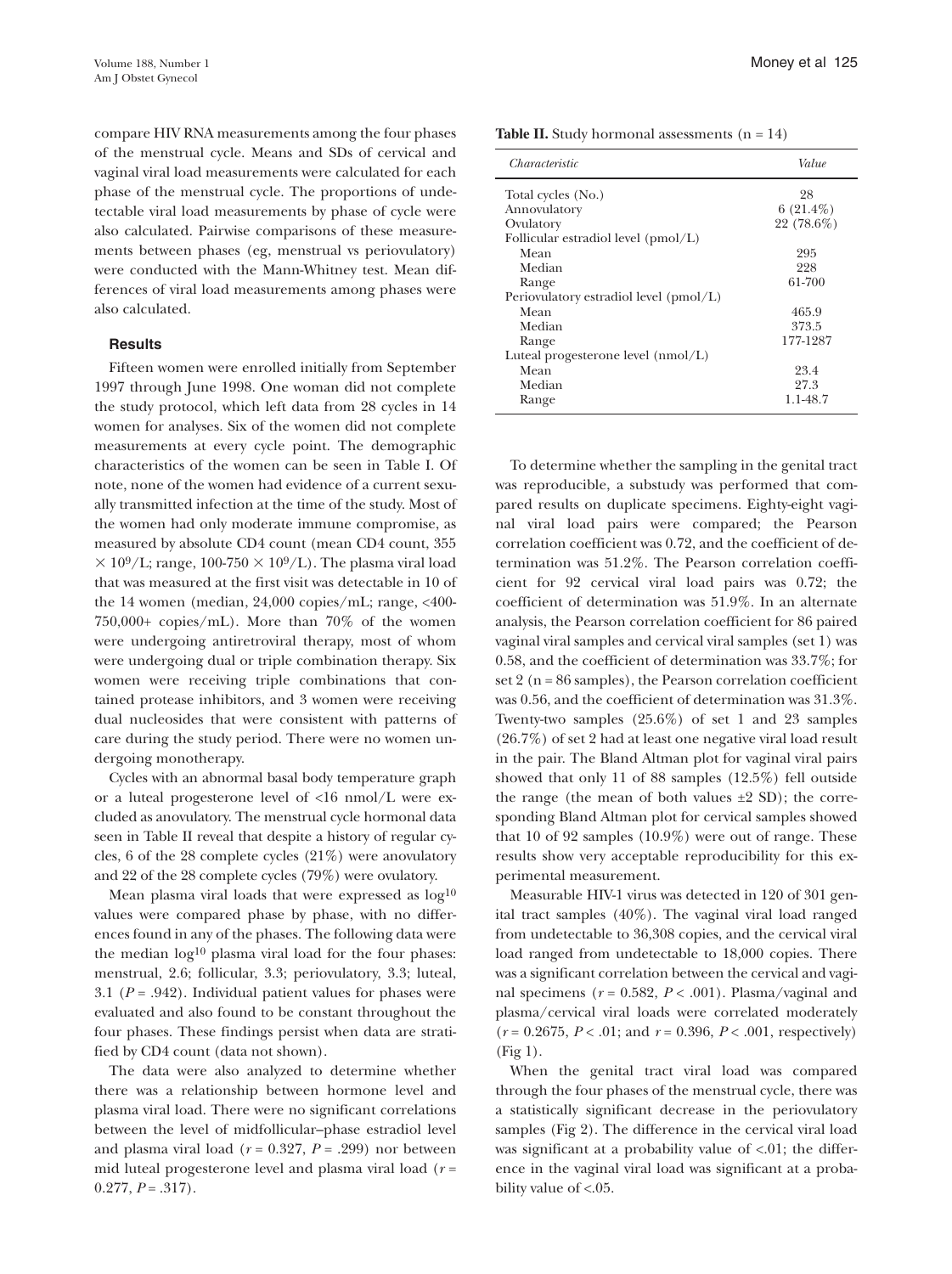compare HIV RNA measurements among the four phases of the menstrual cycle. Means and SDs of cervical and vaginal viral load measurements were calculated for each phase of the menstrual cycle. The proportions of undetectable viral load measurements by phase of cycle were also calculated. Pairwise comparisons of these measurements between phases (eg, menstrual vs periovulatory) were conducted with the Mann-Whitney test. Mean differences of viral load measurements among phases were also calculated.

## Results

Fifteen women were enrolled initially from September 1997 through June 1998. One woman did not complete the study protocol, which left data from 28 cycles in 14 women for analyses. Six of the women did not complete measurements at every cycle point. The demographic characteristics of the women can be seen in Table I. Of note, none of the women had evidence of a current sexually transmitted infection at the time of the study. Most of the women had only moderate immune compromise, as measured by absolute CD4 count (mean CD4 count, 355 $\times 10^9$/L; range, 100-750 $\times 10^9$/L). The plasma viral load that was measured at the first visit was detectable in 10 of the 14 women (median, 24,000 copies/mL; range, <400-750,000+ copies/mL). More than 70% of the women were undergoing antiretroviral therapy, most of whom were undergoing dual or triple combination therapy. Six women were receiving triple combinations that contained protease inhibitors, and 3 women were receiving dual nucleosides that were consistent with patterns of care during the study period. There were no women undergoing monotherapy.

Cycles with an abnormal basal body temperature graph or a luteal progesterone level of <16 nmol/L were excluded as anovulatory. The menstrual cycle hormonal data seen in Table II reveal that despite a history of regular cycles, 6 of the 28 complete cycles (21%) were anovulatory and 22 of the 28 complete cycles (79%) were ovulatory.

Mean plasma viral loads that were expressed as $\log^{10}$ values were compared phase by phase, with no differences found in any of the phases. The following data were the median $\log^{10}$ plasma viral load for the four phases: menstrual, 2.6; follicular, 3.3; periovulatory, 3.3; luteal, 3.1 ($P = .942$). Individual patient values for phases were evaluated and also found to be constant throughout the four phases. These findings persist when data are stratified by CD4 count (data not shown).

The data were also analyzed to determine whether there was a relationship between hormone level and plasma viral load. There were no significant correlations between the level of midfollicular–phase estradiol level and plasma viral load ($r = 0.327$, $P = .299$) nor between mid luteal progesterone level and plasma viral load ($r = 0.277$, $P = .317$).

**Table II.** Study hormonal assessments (n = 14)

| *Characteristic* | *Value* |
|---|---|
| Total cycles (No.) | 28 |
| Annovulatory | 6 (21.4%) |
| Ovulatory | 22 (78.6%) |
| Follicular estradiol level (pmol/L) | |
| Mean | 295 |
| Median | 228 |
| Range | 61-700 |
| Periovulatory estradiol level (pmol/L) | |
| Mean | 465.9 |
| Median | 373.5 |
| Range | 177-1287 |
| Luteal progesterone level (nmol/L) | |
| Mean | 23.4 |
| Median | 27.3 |
| Range | 1.1-48.7 |

To determine whether the sampling in the genital tract was reproducible, a substudy was performed that compared results on duplicate specimens. Eighty-eight vaginal viral load pairs were compared; the Pearson correlation coefficient was 0.72, and the coefficient of determination was 51.2%. The Pearson correlation coefficient for 92 cervical viral load pairs was 0.72; the coefficient of determination was 51.9%. In an alternate analysis, the Pearson correlation coefficient for 86 paired vaginal viral samples and cervical viral samples (set 1) was 0.58, and the coefficient of determination was 33.7%; for set 2 (n = 86 samples), the Pearson correlation coefficient was 0.56, and the coefficient of determination was 31.3%. Twenty-two samples (25.6%) of set 1 and 23 samples (26.7%) of set 2 had at least one negative viral load result in the pair. The Bland Altman plot for vaginal viral pairs showed that only 11 of 88 samples (12.5%) fell outside the range (the mean of both values ±2 SD); the corresponding Bland Altman plot for cervical samples showed that 10 of 92 samples (10.9%) were out of range. These results show very acceptable reproducibility for this experimental measurement.

Measurable HIV-1 virus was detected in 120 of 301 genital tract samples (40%). The vaginal viral load ranged from undetectable to 36,308 copies, and the cervical viral load ranged from undetectable to 18,000 copies. There was a significant correlation between the cervical and vaginal specimens ($r = 0.582$, $P < .001$). Plasma/vaginal and plasma/cervical viral loads were correlated moderately ($r = 0.2675$, $P < .01$; and $r = 0.396$, $P < .001$, respectively) (Fig 1).

When the genital tract viral load was compared through the four phases of the menstrual cycle, there was a statistically significant decrease in the periovulatory samples (Fig 2). The difference in the cervical viral load was significant at a probability value of <.01; the difference in the vaginal viral load was significant at a probability value of <.05.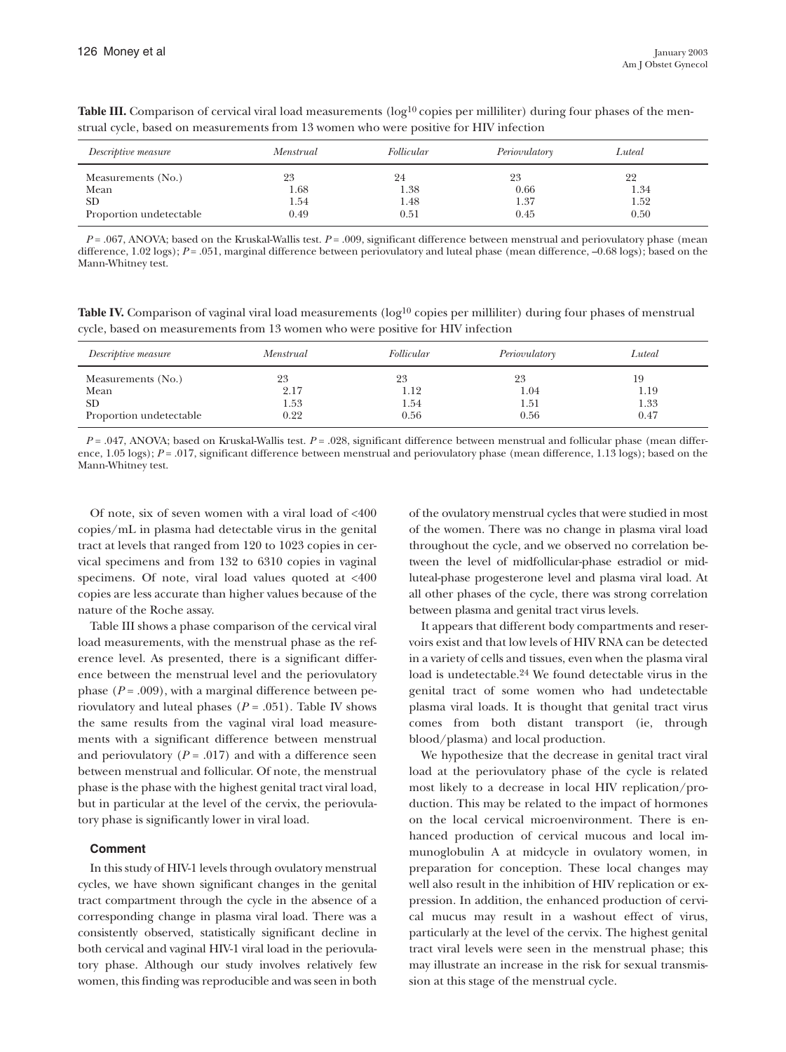**Table III.** Comparison of cervical viral load measurements ($\log^{10}$ copies per milliliter) during four phases of the menstrual cycle, based on measurements from 13 women who were positive for HIV infection

| *Descriptive measure* | *Menstrual* | *Follicular* | *Periovulatory* | *Luteal* |
|---|---|---|---|---|
| Measurements (No.) | 23 | 24 | 23 | 22 |
| Mean | 1.68 | 1.38 | 0.66 | 1.34 |
| SD | 1.54 | 1.48 | 1.37 | 1.52 |
| Proportion undetectable | 0.49 | 0.51 | 0.45 | 0.50 |

$P = .067$, ANOVA; based on the Kruskal-Wallis test. $P = .009$, significant difference between menstrual and periovulatory phase (mean difference, 1.02 logs); $P = .051$, marginal difference between periovulatory and luteal phase (mean difference, –0.68 logs); based on the Mann-Whitney test.

**Table IV.** Comparison of vaginal viral load measurements ($\log^{10}$ copies per milliliter) during four phases of menstrual cycle, based on measurements from 13 women who were positive for HIV infection

| *Descriptive measure* | *Menstrual* | *Follicular* | *Periovulatory* | *Luteal* |
|---|---|---|---|---|
| Measurements (No.) | 23 | 23 | 23 | 19 |
| Mean | 2.17 | 1.12 | 1.04 | 1.19 |
| SD | 1.53 | 1.54 | 1.51 | 1.33 |
| Proportion undetectable | 0.22 | 0.56 | 0.56 | 0.47 |

$P = .047$, ANOVA; based on Kruskal-Wallis test. $P = .028$, significant difference between menstrual and follicular phase (mean difference, 1.05 logs); $P = .017$, significant difference between menstrual and periovulatory phase (mean difference, 1.13 logs); based on the Mann-Whitney test.

Of note, six of seven women with a viral load of <400 copies/mL in plasma had detectable virus in the genital tract at levels that ranged from 120 to 1023 copies in cervical specimens and from 132 to 6310 copies in vaginal specimens. Of note, viral load values quoted at <400 copies are less accurate than higher values because of the nature of the Roche assay.

Table III shows a phase comparison of the cervical viral load measurements, with the menstrual phase as the reference level. As presented, there is a significant difference between the menstrual level and the periovulatory phase ($P = .009$), with a marginal difference between periovulatory and luteal phases ($P = .051$). Table IV shows the same results from the vaginal viral load measurements with a significant difference between menstrual and periovulatory ($P = .017$) and with a difference seen between menstrual and follicular. Of note, the menstrual phase is the phase with the highest genital tract viral load, but in particular at the level of the cervix, the periovulatory phase is significantly lower in viral load.

## Comment

In this study of HIV-1 levels through ovulatory menstrual cycles, we have shown significant changes in the genital tract compartment through the cycle in the absence of a corresponding change in plasma viral load. There was a consistently observed, statistically significant decline in both cervical and vaginal HIV-1 viral load in the periovulatory phase. Although our study involves relatively few women, this finding was reproducible and was seen in both of the ovulatory menstrual cycles that were studied in most of the women. There was no change in plasma viral load throughout the cycle, and we observed no correlation between the level of midfollicular-phase estradiol or midluteal-phase progesterone level and plasma viral load. At all other phases of the cycle, there was strong correlation between plasma and genital tract virus levels.

It appears that different body compartments and reservoirs exist and that low levels of HIV RNA can be detected in a variety of cells and tissues, even when the plasma viral load is undetectable.[24] We found detectable virus in the genital tract of some women who had undetectable plasma viral loads. It is thought that genital tract virus comes from both distant transport (ie, through blood/plasma) and local production.

We hypothesize that the decrease in genital tract viral load at the periovulatory phase of the cycle is related most likely to a decrease in local HIV replication/production. This may be related to the impact of hormones on the local cervical microenvironment. There is enhanced production of cervical mucous and local immunoglobulin A at midcycle in ovulatory women, in preparation for conception. These local changes may well also result in the inhibition of HIV replication or expression. In addition, the enhanced production of cervical mucus may result in a washout effect of virus, particularly at the level of the cervix. The highest genital tract viral levels were seen in the menstrual phase; this may illustrate an increase in the risk for sexual transmission at this stage of the menstrual cycle.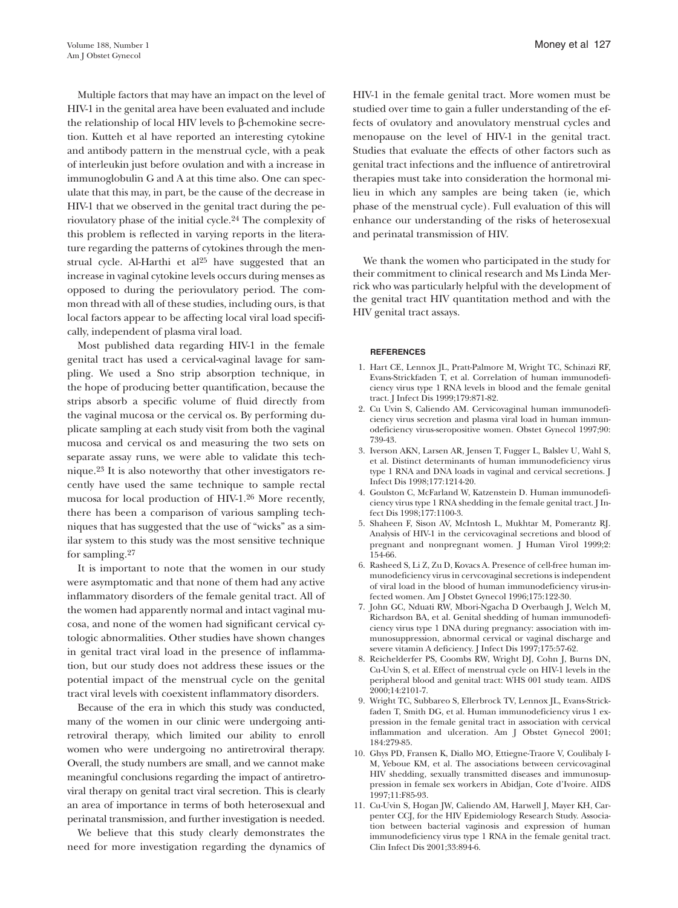Multiple factors that may have an impact on the level of HIV-1 in the genital area have been evaluated and include the relationship of local HIV levels to β-chemokine secretion. Kutteh et al have reported an interesting cytokine and antibody pattern in the menstrual cycle, with a peak of interleukin just before ovulation and with a increase in immunoglobulin G and A at this time also. One can speculate that this may, in part, be the cause of the decrease in HIV-1 that we observed in the genital tract during the periovulatory phase of the initial cycle.[24] The complexity of this problem is reflected in varying reports in the literature regarding the patterns of cytokines through the menstrual cycle. Al-Harthi et al[25] have suggested that an increase in vaginal cytokine levels occurs during menses as opposed to during the periovulatory period. The common thread with all of these studies, including ours, is that local factors appear to be affecting local viral load specifically, independent of plasma viral load.

Most published data regarding HIV-1 in the female genital tract has used a cervical-vaginal lavage for sampling. We used a Sno strip absorption technique, in the hope of producing better quantification, because the strips absorb a specific volume of fluid directly from the vaginal mucosa or the cervical os. By performing duplicate sampling at each study visit from both the vaginal mucosa and cervical os and measuring the two sets on separate assay runs, we were able to validate this technique.[23] It is also noteworthy that other investigators recently have used the same technique to sample rectal mucosa for local production of HIV-1.[26] More recently, there has been a comparison of various sampling techniques that has suggested that the use of "wicks" as a similar system to this study was the most sensitive technique for sampling.[27]

It is important to note that the women in our study were asymptomatic and that none of them had any active inflammatory disorders of the female genital tract. All of the women had apparently normal and intact vaginal mucosa, and none of the women had significant cervical cytologic abnormalities. Other studies have shown changes in genital tract viral load in the presence of inflammation, but our study does not address these issues or the potential impact of the menstrual cycle on the genital tract viral levels with coexistent inflammatory disorders.

Because of the era in which this study was conducted, many of the women in our clinic were undergoing antiretroviral therapy, which limited our ability to enroll women who were undergoing no antiretroviral therapy. Overall, the study numbers are small, and we cannot make meaningful conclusions regarding the impact of antiretroviral therapy on genital tract viral secretion. This is clearly an area of importance in terms of both heterosexual and perinatal transmission, and further investigation is needed.

We believe that this study clearly demonstrates the need for more investigation regarding the dynamics of HIV-1 in the female genital tract. More women must be studied over time to gain a fuller understanding of the effects of ovulatory and anovulatory menstrual cycles and menopause on the level of HIV-1 in the genital tract. Studies that evaluate the effects of other factors such as genital tract infections and the influence of antiretroviral therapies must take into consideration the hormonal milieu in which any samples are being taken (ie, which phase of the menstrual cycle). Full evaluation of this will enhance our understanding of the risks of heterosexual and perinatal transmission of HIV.

We thank the women who participated in the study for their commitment to clinical research and Ms Linda Merrick who was particularly helpful with the development of the genital tract HIV quantitation method and with the HIV genital tract assays.

#### REFERENCES

1. Hart CE, Lennox JL, Pratt-Palmore M, Wright TC, Schinazi RF, Evans-Strickfaden T, et al. Correlation of human immunodeficiency virus type 1 RNA levels in blood and the female genital tract. J Infect Dis 1999;179:871-82.
2. Cu Uvin S, Caliendo AM. Cervicovaginal human immunodeficiency virus secretion and plasma viral load in human immunodeficiency virus-seropositive women. Obstet Gynecol 1997;90: 739-43.
3. Iverson AKN, Larsen AR, Jensen T, Fugger L, Balslev U, Wahl S, et al. Distinct determinants of human immunodeficiency virus type 1 RNA and DNA loads in vaginal and cervical secretions. J Infect Dis 1998;177:1214-20.
4. Goulston C, McFarland W, Katzenstein D. Human immunodeficiency virus type 1 RNA shedding in the female genital tract. J Infect Dis 1998;177:1100-3.
5. Shaheen F, Sison AV, McIntosh L, Mukhtar M, Pomerantz RJ. Analysis of HIV-1 in the cervicovaginal secretions and blood of pregnant and nonpregnant women. J Human Virol 1999;2: 154-66.
6. Rasheed S, Li Z, Zu D, Kovacs A. Presence of cell-free human immunodeficiency virus in cervcovaginal secretions is independent of viral load in the blood of human immunodeficiency virus-infected women. Am J Obstet Gynecol 1996;175:122-30.
7. John GC, Nduati RW, Mbori-Ngacha D Overbaugh J, Welch M, Richardson BA, et al. Genital shedding of human immunodeficiency virus type 1 DNA during pregnancy: association with immunosuppression, abnormal cervical or vaginal discharge and severe vitamin A deficiency. J Infect Dis 1997;175:57-62.
8. Reichelderfer PS, Coombs RW, Wright DJ, Cohn J, Burns DN, Cu-Uvin S, et al. Effect of menstrual cycle on HIV-1 levels in the peripheral blood and genital tract: WHS 001 study team. AIDS 2000;14:2101-7.
9. Wright TC, Subbareo S, Ellerbrock TV, Lennox JL, Evans-Strickfaden T, Smith DG, et al. Human immunodeficiency virus 1 expression in the female genital tract in association with cervical inflammation and ulceration. Am J Obstet Gynecol 2001; 184:279-85.
10. Ghys PD, Fransen K, Diallo MO, Ettiegne-Traore V, Coulibaly I-M, Yeboue KM, et al. The associations between cervicovaginal HIV shedding, sexually transmitted diseases and immunosuppression in female sex workers in Abidjan, Cote d'Ivoire. AIDS 1997;11:F85-93.
11. Cu-Uvin S, Hogan JW, Caliendo AM, Harwell J, Mayer KH, Carpenter CCJ, for the HIV Epidemiology Research Study. Association between bacterial vaginosis and expression of human immunodeficiency virus type 1 RNA in the female genital tract. Clin Infect Dis 2001;33:894-6.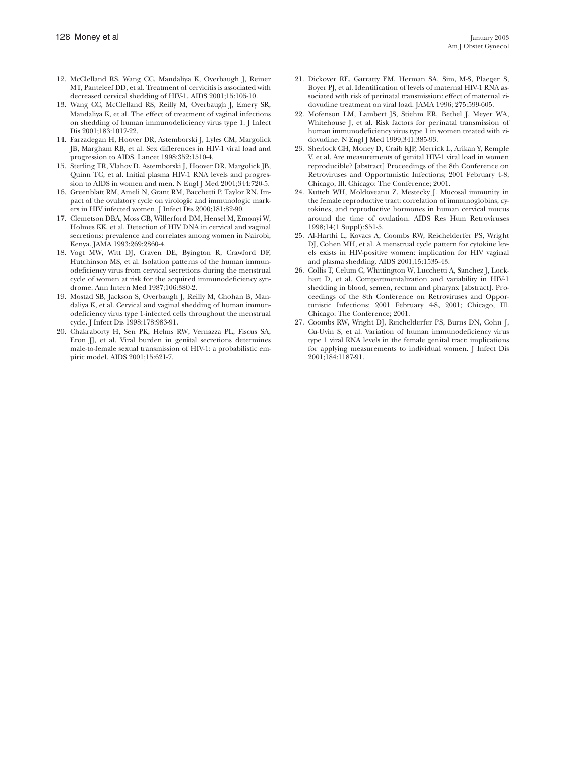12. McClelland RS, Wang CC, Mandaliya K, Overbaugh J, Reiner MT, Panteleeff DD, et al. Treatment of cervicitis is associated with decreased cervical shedding of HIV-1. AIDS 2001;15:105-10.
13. Wang CC, McClelland RS, Reilly M, Overbaugh J, Emery SR, Mandaliya K, et al. The effect of treatment of vaginal infections on shedding of human immunodeficiency virus type 1. J Infect Dis 2001;183:1017-22.
14. Farzadegan H, Hoover DR, Astemborski J, Lyles CM, Margolick JB, Margham RB, et al. Sex differences in HIV-1 viral load and progression to AIDS. Lancet 1998;352:1510-4.
15. Sterling TR, Vlahov D, Astemborski J, Hoover DR, Margolick JB, Quinn TC, et al. Initial plasma HIV-1 RNA levels and progression to AIDS in women and men. N Engl J Med 2001;344:720-5.
16. Greenblatt RM, Ameli N, Grant RM, Bacchetti P, Taylor RN. Impact of the ovulatory cycle on virologic and immunologic markers in HIV infected women. J Infect Dis 2000;181:82-90.
17. Clemetson DBA, Moss GB, Willerford DM, Hensel M, Emonyi W, Holmes KK, et al. Detection of HIV DNA in cervical and vaginal secretions: prevalence and correlates among women in Nairobi, Kenya. JAMA 1993;269:2860-4.
18. Vogt MW, Witt DJ, Craven DE, Byington R, Crawford DF, Hutchinson MS, et al. Isolation patterns of the human immunodeficiency virus from cervical secretions during the menstrual cycle of women at risk for the acquired immunodeficiency syndrome. Ann Intern Med 1987;106:380-2.
19. Mostad SB, Jackson S, Overbaugh J, Reilly M, Chohan B, Mandaliya K, et al. Cervical and vaginal shedding of human immunodeficiency virus type 1-infected cells throughout the menstrual cycle. J Infect Dis 1998:178:983-91.
20. Chakraborty H, Sen PK, Helms RW, Vernazza PL, Fiscus SA, Eron JJ, et al. Viral burden in genital secretions determines male-to-female sexual transmission of HIV-1: a probabilistic empiric model. AIDS 2001;15:621-7.
21. Dickover RE, Garratty EM, Herman SA, Sim, M-S, Plaeger S, Boyer PJ, et al. Identification of levels of maternal HIV-1 RNA associated with risk of perinatal transmission: effect of maternal zidovudine treatment on viral load. JAMA 1996; 275:599-605.
22. Mofenson LM, Lambert JS, Stiehm ER, Bethel J, Meyer WA, Whitehouse J, et al. Risk factors for perinatal transmission of human immunodeficiency virus type 1 in women treated with zidovudine. N Engl J Med 1999;341:385-93.
23. Sherlock CH, Money D, Craib KJP, Merrick L, Arikan Y, Remple V, et al. Are measurements of genital HIV-1 viral load in women reproducible? [abstract] Proceedings of the 8th Conference on Retroviruses and Opportunistic Infections; 2001 February 4-8; Chicago, Ill. Chicago: The Conference; 2001.
24. Kutteh WH, Moldoveanu Z, Mestecky J. Mucosal immunity in the female reproductive tract: correlation of immunoglobins, cytokines, and reproductive hormones in human cervical mucus around the time of ovulation. AIDS Res Hum Retroviruses 1998;14(1 Suppl):S51-5.
25. Al-Harthi L, Kovacs A, Coombs RW, Reichelderfer PS, Wright DJ, Cohen MH, et al. A menstrual cycle pattern for cytokine levels exists in HIV-positive women: implication for HIV vaginal and plasma shedding. AIDS 2001;15:1535-43.
26. Collis T, Celum C, Whittington W, Lucchetti A, Sanchez J, Lockhart D, et al. Compartmentalization and variability in HIV-1 shedding in blood, semen, rectum and pharynx [abstract]. Proceedings of the 8th Conference on Retroviruses and Opportunistic Infections; 2001 February 4-8, 2001; Chicago, Ill. Chicago: The Conference; 2001.
27. Coombs RW, Wright DJ, Reichelderfer PS, Burns DN, Cohn J, Cu-Uvin S, et al. Variation of human immunodeficiency virus type 1 viral RNA levels in the female genital tract: implications for applying measurements to individual women. J Infect Dis 2001;184:1187-91.